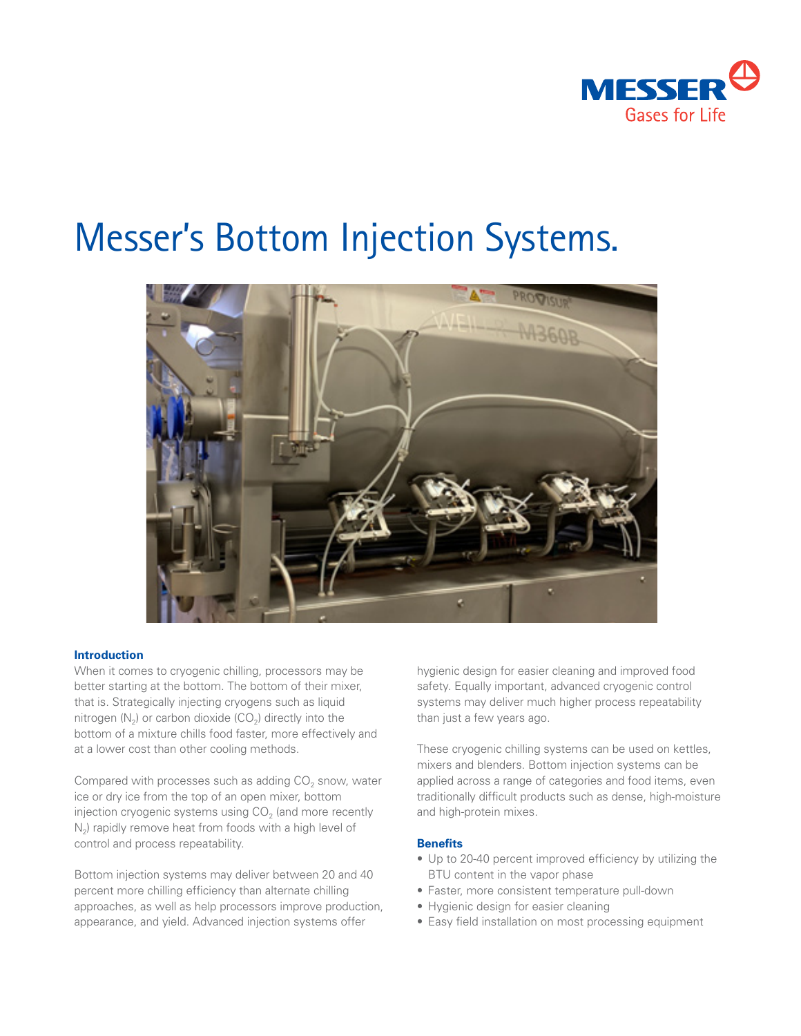# Messer's Bottom Injection Systems.

## Introduction

When it comes to cryogenic chilling, processors may be better starting at the bottom. The bottom of their mixer, that is. Strategically injecting cryogens such as liquid nitrogen ($N_2$) or carbon dioxide ($CO_2$) directly into the bottom of a mixture chills food faster, more effectively and at a lower cost than other cooling methods.

Compared with processes such as adding $CO_2$ snow, water ice or dry ice from the top of an open mixer, bottom injection cryogenic systems using $CO_2$ (and more recently $N_2$) rapidly remove heat from foods with a high level of control and process repeatability.

Bottom injection systems may deliver between 20 and 40 percent more chilling efficiency than alternate chilling approaches, as well as help processors improve production, appearance, and yield. Advanced injection systems offer hygienic design for easier cleaning and improved food safety. Equally important, advanced cryogenic control systems may deliver much higher process repeatability than just a few years ago.

These cryogenic chilling systems can be used on kettles, mixers and blenders. Bottom injection systems can be applied across a range of categories and food items, even traditionally difficult products such as dense, high-moisture and high-protein mixes.

## Benefits

- Up to 20-40 percent improved efficiency by utilizing the BTU content in the vapor phase
- Faster, more consistent temperature pull-down
- Hygienic design for easier cleaning
- Easy field installation on most processing equipment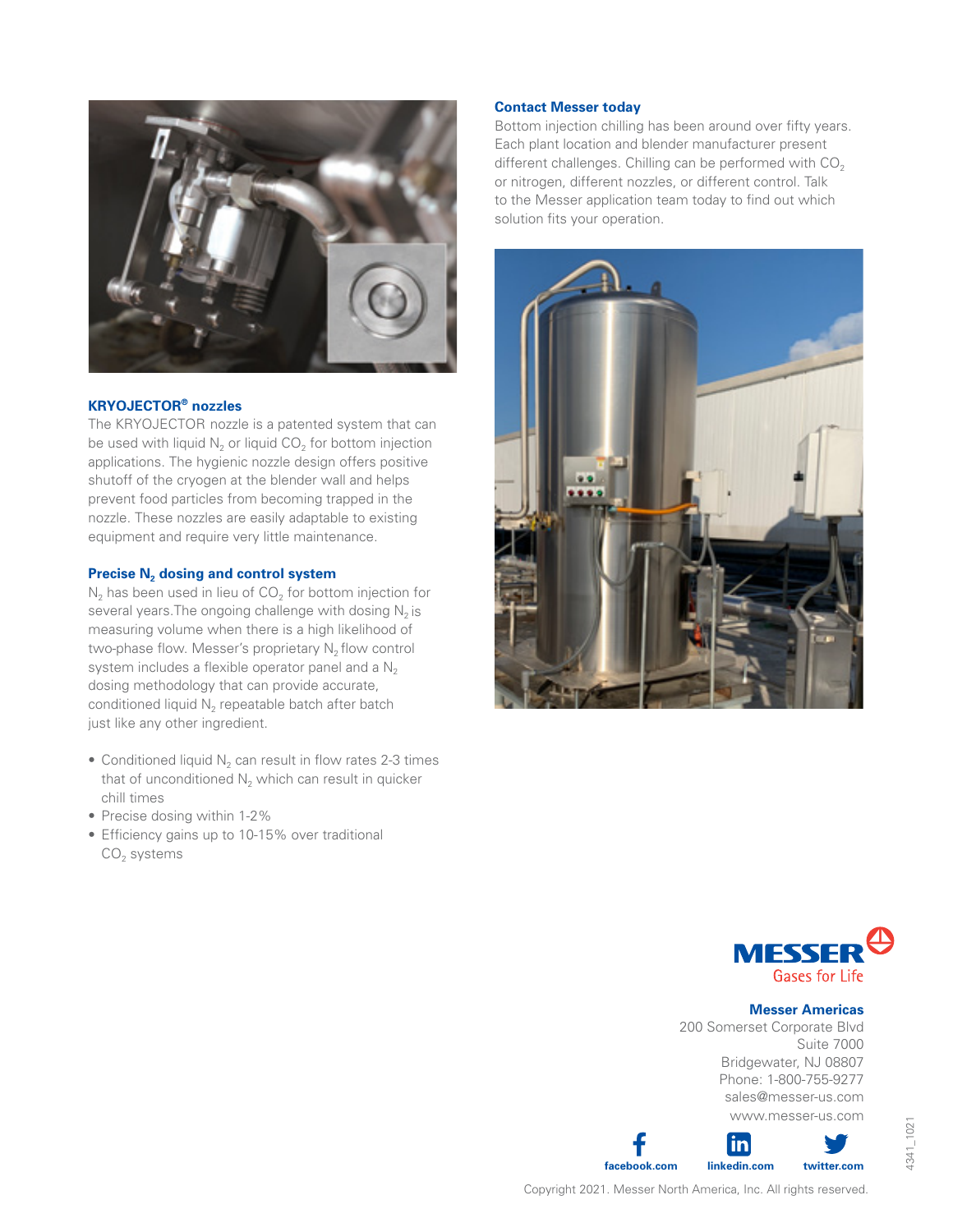### KRYOJECTOR® nozzles

The KRYOJECTOR nozzle is a patented system that can be used with liquid $N_2$ or liquid $CO_2$ for bottom injection applications. The hygienic nozzle design offers positive shutoff of the cryogen at the blender wall and helps prevent food particles from becoming trapped in the nozzle. These nozzles are easily adaptable to existing equipment and require very little maintenance.

### Precise $N_2$ dosing and control system

$N_2$ has been used in lieu of $CO_2$ for bottom injection for several years.The ongoing challenge with dosing $N_2$ is measuring volume when there is a high likelihood of two-phase flow. Messer's proprietary $N_2$ flow control system includes a flexible operator panel and a $N_2$ dosing methodology that can provide accurate, conditioned liquid $N_2$ repeatable batch after batch just like any other ingredient.

- Conditioned liquid $N_2$ can result in flow rates 2-3 times that of unconditioned $N_2$ which can result in quicker chill times
- Precise dosing within 1-2%
- Efficiency gains up to 10-15% over traditional $CO_2$ systems

### Contact Messer today

Bottom injection chilling has been around over fifty years. Each plant location and blender manufacturer present different challenges. Chilling can be performed with $CO_2$ or nitrogen, different nozzles, or different control. Talk to the Messer application team today to find out which solution fits your operation.

MESSER
Gases for Life

**Messer Americas**
200 Somerset Corporate Blvd
Suite 7000
Bridgewater, NJ 08807
Phone: 1-800-755-9277
sales@messer-us.com
www.messer-us.com

facebook.com linkedin.com twitter.com

4341_1021

Copyright 2021. Messer North America, Inc. All rights reserved.